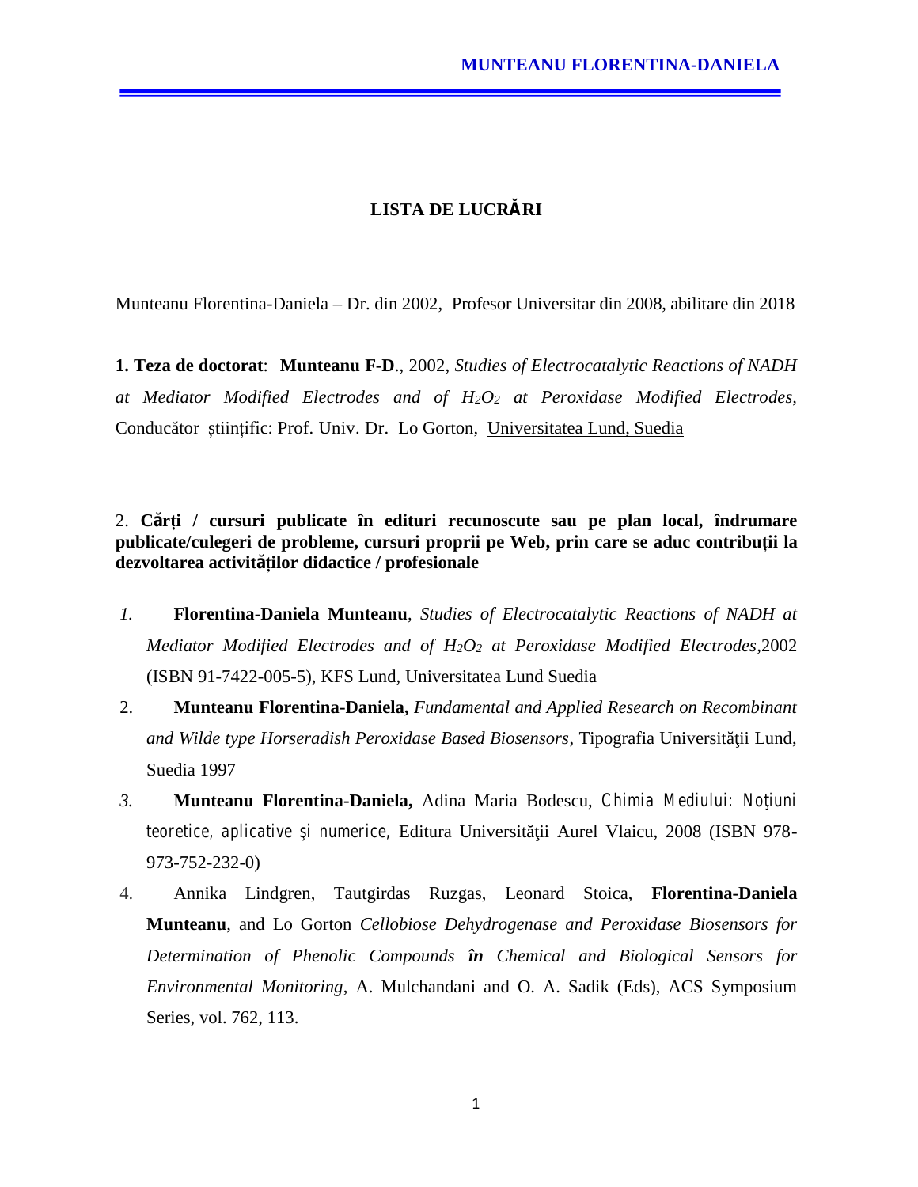# LISTA DE LUCRĂRI

Munteanu Florentina-Daniela – Dr. din 2002, Profesor Universitar din 2008, abilitare din 2018

**1. Teza de doctorat**: **Munteanu F-D**., 2002, *Studies of Electrocatalytic Reactions of NADH at Mediator Modified Electrodes and of $H_2O_2$ at Peroxidase Modified Electrodes,* Conducător științific: Prof. Univ. Dr. Lo Gorton, Universitatea Lund, Suedia

2. **Cărți / cursuri publicate în edituri recunoscute sau pe plan local, îndrumare publicate/culegeri de probleme, cursuri proprii pe Web, prin care se aduc contribuții la dezvoltarea activităților didactice / profesionale**

1. **Florentina-Daniela Munteanu**, *Studies of Electrocatalytic Reactions of NADH at Mediator Modified Electrodes and of $H_2O_2$ at Peroxidase Modified Electrodes*,2002 (ISBN 91-7422-005-5), KFS Lund, Universitatea Lund Suedia
2. **Munteanu Florentina-Daniela,** *Fundamental and Applied Research on Recombinant and Wilde type Horseradish Peroxidase Based Biosensors*, Tipografia Universităţii Lund, Suedia 1997
3. **Munteanu Florentina-Daniela,** Adina Maria Bodescu, *Chimia Mediului: Noţiuni teoretice, aplicative şi numerice,* Editura Universităţii Aurel Vlaicu, 2008 (ISBN 978-973-752-232-0)
4. Annika Lindgren, Tautgirdas Ruzgas, Leonard Stoica, **Florentina-Daniela Munteanu**, and Lo Gorton *Cellobiose Dehydrogenase and Peroxidase Biosensors for Determination of Phenolic Compounds **în** Chemical and Biological Sensors for Environmental Monitoring*, A. Mulchandani and O. A. Sadik (Eds), ACS Symposium Series, vol. 762, 113.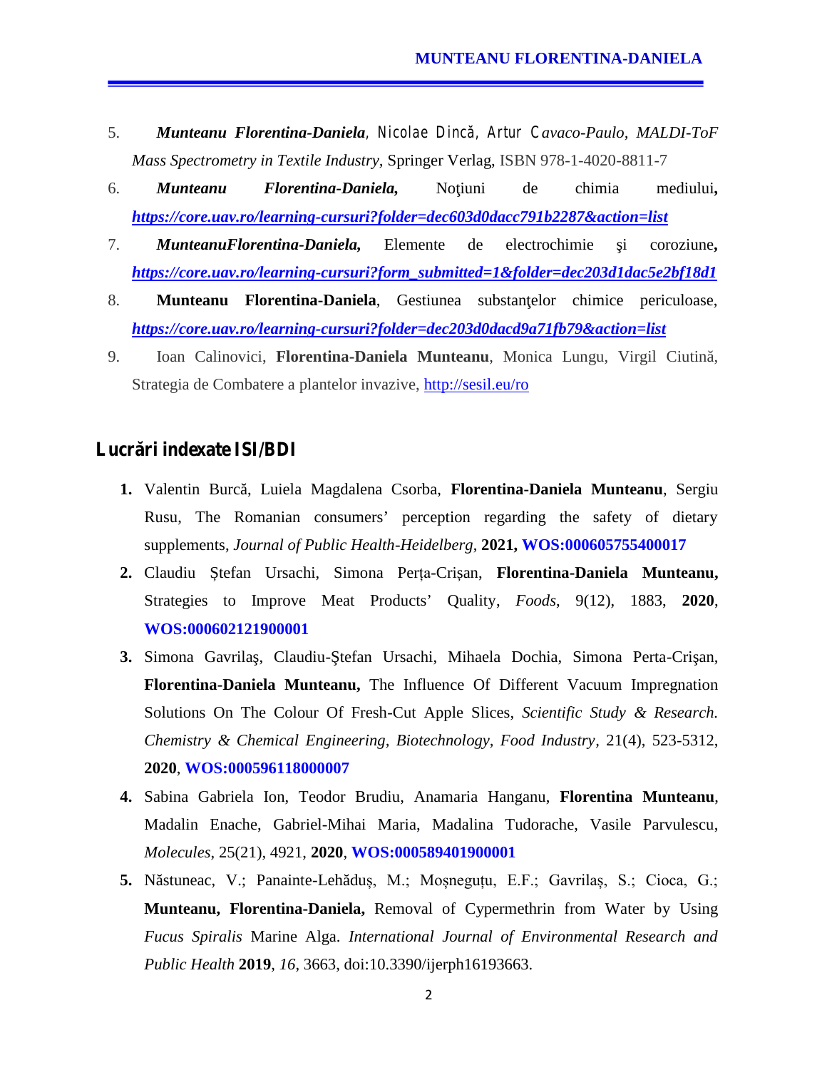5. ***Munteanu Florentina-Daniela***, Nicolae Dincă, Artur C*avaco-Paulo, MALDI-ToF Mass Spectrometry in Textile Industry*, Springer Verlag, ISBN 978-1-4020-8811-7
6. ***Munteanu Florentina-Daniela,*** Noţiuni de chimia mediului**,** ***https://core.uav.ro/learning-cursuri?folder=dec603d0dacc791b2287&action=list***
7. ***MunteanuFlorentina-Daniela,*** Elemente de electrochimie şi coroziune**,** ***https://core.uav.ro/learning-cursuri?form_submitted=1&folder=dec203d1dac5e2bf18d1***
8. **Munteanu Florentina-Daniela**, Gestiunea substanţelor chimice periculoase, ***https://core.uav.ro/learning-cursuri?folder=dec203d0dacd9a71fb79&action=list***
9. Ioan Calinovici, **Florentina-Daniela Munteanu**, Monica Lungu, Virgil Ciutină, Strategia de Combatere a plantelor invazive, http://sesil.eu/ro

## Lucrări indexate ISI/BDI

1. Valentin Burcă, Luiela Magdalena Csorba, **Florentina-Daniela Munteanu**, Sergiu Rusu, The Romanian consumers' perception regarding the safety of dietary supplements, *Journal of Public Health-Heidelberg*, **2021, WOS:000605755400017**
2. Claudiu Ștefan Ursachi, Simona Perța-Crișan, **Florentina-Daniela Munteanu,** Strategies to Improve Meat Products' Quality, *Foods*, 9(12), 1883, **2020**, **WOS:000602121900001**
3. Simona Gavrilaş, Claudiu-Ştefan Ursachi, Mihaela Dochia, Simona Perta-Crişan, **Florentina-Daniela Munteanu,** The Influence Of Different Vacuum Impregnation Solutions On The Colour Of Fresh-Cut Apple Slices, *Scientific Study & Research. Chemistry & Chemical Engineering, Biotechnology, Food Industry*, 21(4), 523-5312, **2020**, **WOS:000596118000007**
4. Sabina Gabriela Ion, Teodor Brudiu, Anamaria Hanganu, **Florentina Munteanu**, Madalin Enache, Gabriel-Mihai Maria, Madalina Tudorache, Vasile Parvulescu, *Molecules*, 25(21), 4921, **2020**, **WOS:000589401900001**
5. Năstuneac, V.; Panainte-Lehăduș, M.; Moșneguțu, E.F.; Gavrilaș, S.; Cioca, G.; **Munteanu, Florentina-Daniela,** Removal of Cypermethrin from Water by Using *Fucus Spiralis* Marine Alga. *International Journal of Environmental Research and Public Health* **2019**, *16*, 3663, doi:10.3390/ijerph16193663.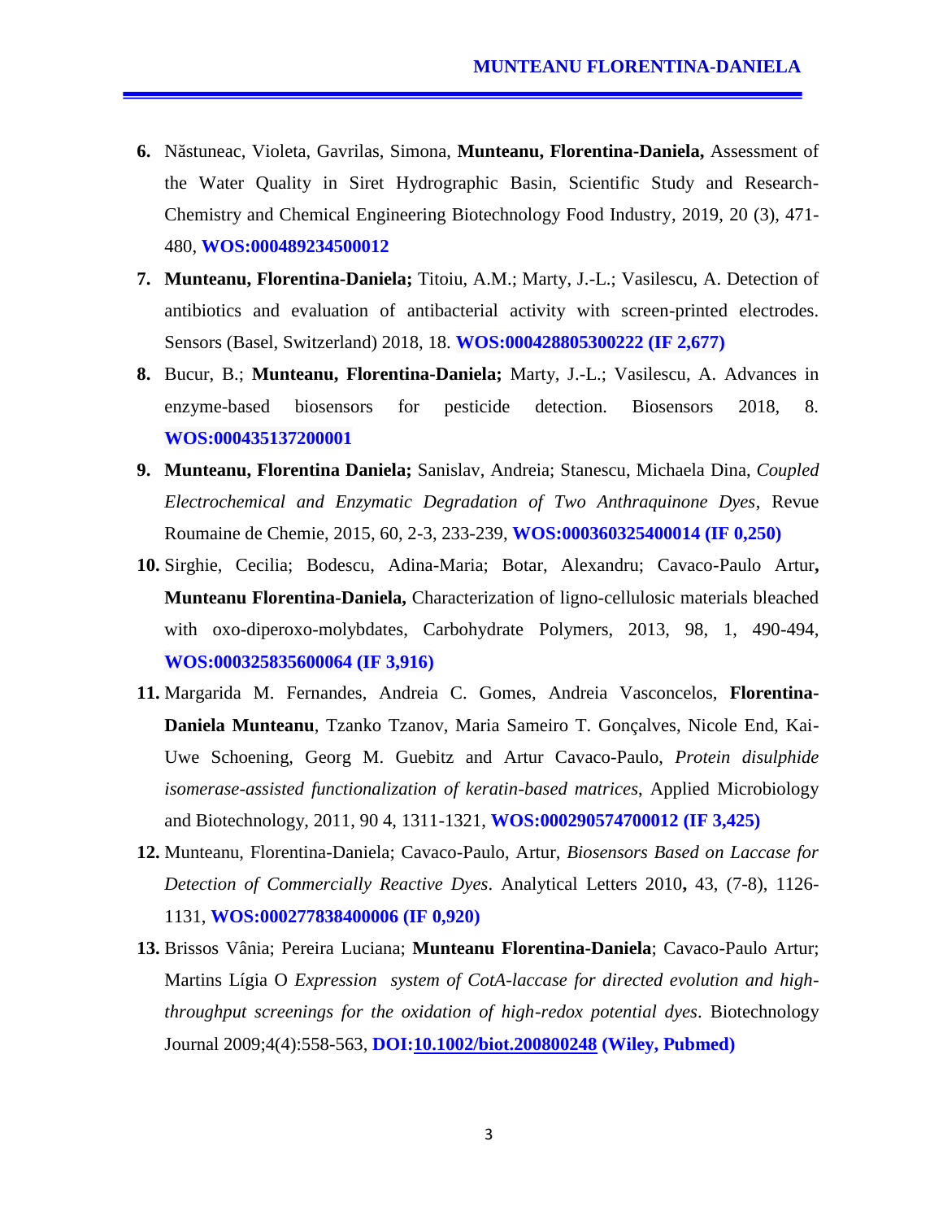6. Năstuneac, Violeta, Gavrilas, Simona, **Munteanu, Florentina-Daniela,** Assessment of the Water Quality in Siret Hydrographic Basin, Scientific Study and Research-Chemistry and Chemical Engineering Biotechnology Food Industry, 2019, 20 (3), 471-480, **WOS:000489234500012**
7. **Munteanu, Florentina-Daniela;** Titoiu, A.M.; Marty, J.-L.; Vasilescu, A. Detection of antibiotics and evaluation of antibacterial activity with screen-printed electrodes. Sensors (Basel, Switzerland) 2018, 18. **WOS:000428805300222 (IF 2,677)**
8. Bucur, B.; **Munteanu, Florentina-Daniela;** Marty, J.-L.; Vasilescu, A. Advances in enzyme-based biosensors for pesticide detection. Biosensors 2018, 8. **WOS:000435137200001**
9. **Munteanu, Florentina Daniela;** Sanislav, Andreia; Stanescu, Michaela Dina, *Coupled Electrochemical and Enzymatic Degradation of Two Anthraquinone Dyes*, Revue Roumaine de Chemie, 2015, 60, 2-3, 233-239, **WOS:000360325400014 (IF 0,250)**
10. Sirghie, Cecilia; Bodescu, Adina-Maria; Botar, Alexandru; Cavaco-Paulo Artur**, Munteanu Florentina-Daniela,** Characterization of ligno-cellulosic materials bleached with oxo-diperoxo-molybdates, Carbohydrate Polymers, 2013, 98, 1, 490-494, **WOS:000325835600064 (IF 3,916)**
11. Margarida M. Fernandes, Andreia C. Gomes, Andreia Vasconcelos, **Florentina-Daniela Munteanu**, Tzanko Tzanov, Maria Sameiro T. Gonçalves, Nicole End, Kai-Uwe Schoening, Georg M. Guebitz and Artur Cavaco-Paulo, *Protein disulphide isomerase-assisted functionalization of keratin-based matrices*, Applied Microbiology and Biotechnology, 2011, 90 4, 1311-1321, **WOS:000290574700012 (IF 3,425)**
12. Munteanu, Florentina-Daniela; Cavaco-Paulo, Artur, *Biosensors Based on Laccase for Detection of Commercially Reactive Dyes*. Analytical Letters 2010**,** 43, (7-8), 1126-1131, **WOS:000277838400006 (IF 0,920)**
13. Brissos Vânia; Pereira Luciana; **Munteanu Florentina-Daniela**; Cavaco-Paulo Artur; Martins Lígia O *Expression system of CotA-laccase for directed evolution and high-throughput screenings for the oxidation of high-redox potential dyes*. Biotechnology Journal 2009;4(4):558-563, **DOI:10.1002/biot.200800248 (Wiley, Pubmed)**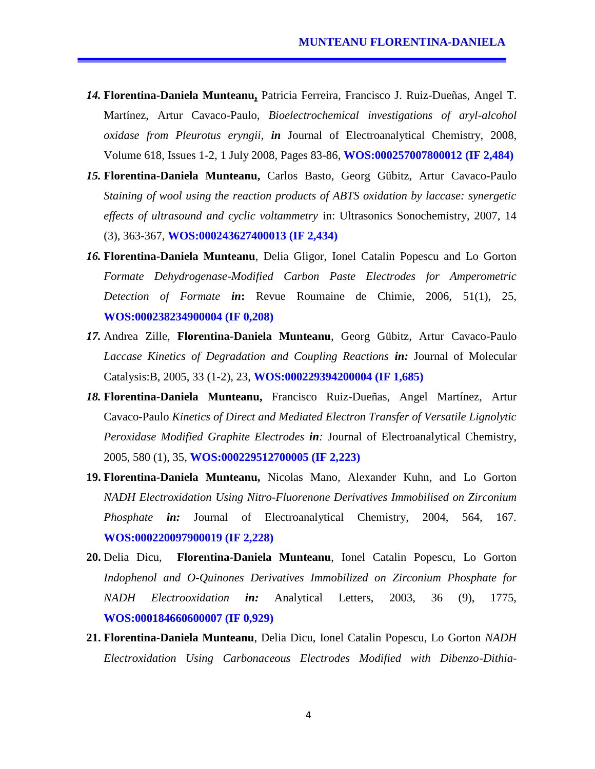*14.* **Florentina-Daniela Munteanu,** Patricia Ferreira, Francisco J. Ruiz-Dueñas, Angel T. Martínez, Artur Cavaco-Paulo, *Bioelectrochemical investigations of aryl-alcohol oxidase from Pleurotus eryngii*, ***in*** Journal of Electroanalytical Chemistry, 2008, Volume 618, Issues 1-2, 1 July 2008, Pages 83-86, **WOS:000257007800012 (IF 2,484)**

*15.* **Florentina-Daniela Munteanu,** Carlos Basto, Georg Gübitz, Artur Cavaco-Paulo *Staining of wool using the reaction products of ABTS oxidation by laccase: synergetic effects of ultrasound and cyclic voltammetry* in: Ultrasonics Sonochemistry, 2007, 14 (3), 363-367, **WOS:000243627400013 (IF 2,434)**

*16.* **Florentina-Daniela Munteanu**, Delia Gligor, Ionel Catalin Popescu and Lo Gorton *Formate Dehydrogenase-Modified Carbon Paste Electrodes for Amperometric Detection of Formate* ***in*****:** Revue Roumaine de Chimie, 2006, 51(1), 25, **WOS:000238234900004 (IF 0,208)**

*17.* Andrea Zille, **Florentina-Daniela Munteanu**, Georg Gübitz, Artur Cavaco-Paulo *Laccase Kinetics of Degradation and Coupling Reactions* ***in:*** Journal of Molecular Catalysis:B, 2005, 33 (1-2), 23, **WOS:000229394200004 (IF 1,685)**

*18.* **Florentina-Daniela Munteanu,** Francisco Ruiz-Dueñas, Angel Martínez, Artur Cavaco-Paulo *Kinetics of Direct and Mediated Electron Transfer of Versatile Lignolytic Peroxidase Modified Graphite Electrodes* ***in****:* Journal of Electroanalytical Chemistry, 2005, 580 (1), 35, **WOS:000229512700005 (IF 2,223)**

**19.** **Florentina-Daniela Munteanu,** Nicolas Mano, Alexander Kuhn, and Lo Gorton *NADH Electroxidation Using Nitro-Fluorenone Derivatives Immobilised on Zirconium Phosphate* ***in:*** Journal of Electroanalytical Chemistry, 2004, 564, 167. **WOS:000220097900019 (IF 2,228)**

**20.** Delia Dicu, **Florentina-Daniela Munteanu**, Ionel Catalin Popescu, Lo Gorton *Indophenol and O-Quinones Derivatives Immobilized on Zirconium Phosphate for NADH Electrooxidation* ***in:*** Analytical Letters, 2003, 36 (9), 1775, **WOS:000184660600007 (IF 0,929)**

**21.** **Florentina-Daniela Munteanu**, Delia Dicu, Ionel Catalin Popescu, Lo Gorton *NADH Electroxidation Using Carbonaceous Electrodes Modified with Dibenzo-Dithia-*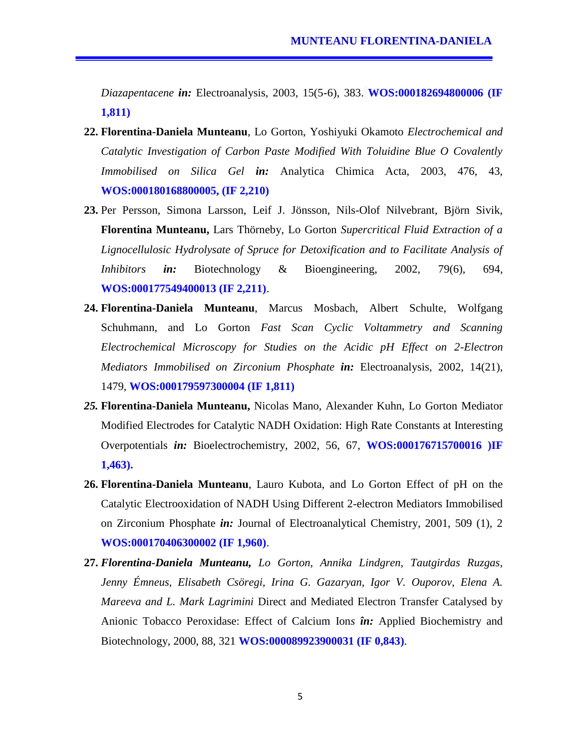*Diazapentacene* ***in:*** Electroanalysis, 2003, 15(5-6), 383. **WOS:000182694800006 (IF 1,811)**

22. **Florentina-Daniela Munteanu**, Lo Gorton, Yoshiyuki Okamoto *Electrochemical and Catalytic Investigation of Carbon Paste Modified With Toluidine Blue O Covalently Immobilised on Silica Gel* ***in:*** Analytica Chimica Acta, 2003, 476, 43, **WOS:000180168800005, (IF 2,210)**
23. Per Persson, Simona Larsson, Leif J. Jönsson, Nils-Olof Nilvebrant, Björn Sivik, **Florentina Munteanu,** Lars Thörneby, Lo Gorton *Supercritical Fluid Extraction of a Lignocellulosic Hydrolysate of Spruce for Detoxification and to Facilitate Analysis of Inhibitors* ***in:*** Biotechnology & Bioengineering, 2002, 79(6), 694, **WOS:000177549400013 (IF 2,211)**.
24. **Florentina-Daniela Munteanu**, Marcus Mosbach, Albert Schulte, Wolfgang Schuhmann, and Lo Gorton *Fast Scan Cyclic Voltammetry and Scanning Electrochemical Microscopy for Studies on the Acidic pH Effect on 2-Electron Mediators Immobilised on Zirconium Phosphate* ***in:*** Electroanalysis, 2002, 14(21), 1479, **WOS:000179597300004 (IF 1,811)**
25. **Florentina-Daniela Munteanu,** Nicolas Mano, Alexander Kuhn, Lo Gorton Mediator Modified Electrodes for Catalytic NADH Oxidation: High Rate Constants at Interesting Overpotentials ***in:*** Bioelectrochemistry, 2002, 56, 67, **WOS:000176715700016 )IF 1,463).**
26. **Florentina-Daniela Munteanu**, Lauro Kubota, and Lo Gorton Effect of pH on the Catalytic Electrooxidation of NADH Using Different 2-electron Mediators Immobilised on Zirconium Phosphate ***in:*** Journal of Electroanalytical Chemistry, 2001, 509 (1), 2 **WOS:000170406300002 (IF 1,960)**.
27. ***Florentina-Daniela Munteanu,*** *Lo Gorton, Annika Lindgren, Tautgirdas Ruzgas, Jenny Émneus, Elisabeth Csöregi, Irina G. Gazaryan, Igor V. Ouporov, Elena A. Mareeva and L. Mark Lagrimini* Direct and Mediated Electron Transfer Catalysed by Anionic Tobacco Peroxidase: Effect of Calcium Ions ***în:*** Applied Biochemistry and Biotechnology, 2000, 88, 321 **WOS:000089923900031 (IF 0,843)**.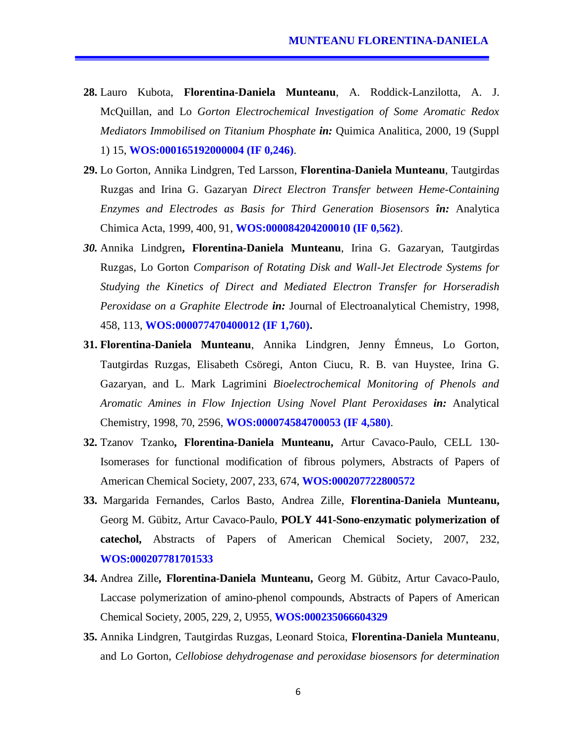**28.** Lauro Kubota, **Florentina-Daniela Munteanu**, A. Roddick-Lanzilotta, A. J. McQuillan, and Lo *Gorton Electrochemical Investigation of Some Aromatic Redox Mediators Immobilised on Titanium Phosphate* ***in:*** Quimica Analitica, 2000, 19 (Suppl 1) 15, **WOS:000165192000004 (IF 0,246)**.

**29.** Lo Gorton, Annika Lindgren, Ted Larsson, **Florentina-Daniela Munteanu**, Tautgirdas Ruzgas and Irina G. Gazaryan *Direct Electron Transfer between Heme-Containing Enzymes and Electrodes as Basis for Third Generation Biosensors* ***în:*** Analytica Chimica Acta, 1999, 400, 91, **WOS:000084204200010 (IF 0,562)**.

***30.*** Annika Lindgren**,** **Florentina-Daniela Munteanu**, Irina G. Gazaryan, Tautgirdas Ruzgas, Lo Gorton *Comparison of Rotating Disk and Wall-Jet Electrode Systems for Studying the Kinetics of Direct and Mediated Electron Transfer for Horseradish Peroxidase on a Graphite Electrode* ***in:*** Journal of Electroanalytical Chemistry, 1998, 458, 113, **WOS:000077470400012 (IF 1,760).**

**31.** **Florentina-Daniela Munteanu**, Annika Lindgren, Jenny Émneus, Lo Gorton, Tautgirdas Ruzgas, Elisabeth Csöregi, Anton Ciucu, R. B. van Huystee, Irina G. Gazaryan, and L. Mark Lagrimini *Bioelectrochemical Monitoring of Phenols and Aromatic Amines in Flow Injection Using Novel Plant Peroxidases* ***in:*** Analytical Chemistry, 1998, 70, 2596, **WOS:000074584700053 (IF 4,580)**.

**32.** Tzanov Tzanko**,** **Florentina-Daniela Munteanu,** Artur Cavaco-Paulo, CELL 130-Isomerases for functional modification of fibrous polymers, Abstracts of Papers of American Chemical Society, 2007, 233, 674, **WOS:000207722800572**

**33.** Margarida Fernandes, Carlos Basto, Andrea Zille, **Florentina-Daniela Munteanu,** Georg M. Gübitz, Artur Cavaco-Paulo, **POLY 441-Sono-enzymatic polymerization of catechol,** Abstracts of Papers of American Chemical Society, 2007, 232, **WOS:000207781701533**

**34.** Andrea Zille**,** **Florentina-Daniela Munteanu,** Georg M. Gübitz, Artur Cavaco-Paulo, Laccase polymerization of amino-phenol compounds, Abstracts of Papers of American Chemical Society, 2005, 229, 2, U955, **WOS:000235066604329**

**35.** Annika Lindgren, Tautgirdas Ruzgas, Leonard Stoica, **Florentina-Daniela Munteanu**, and Lo Gorton, *Cellobiose dehydrogenase and peroxidase biosensors for determination*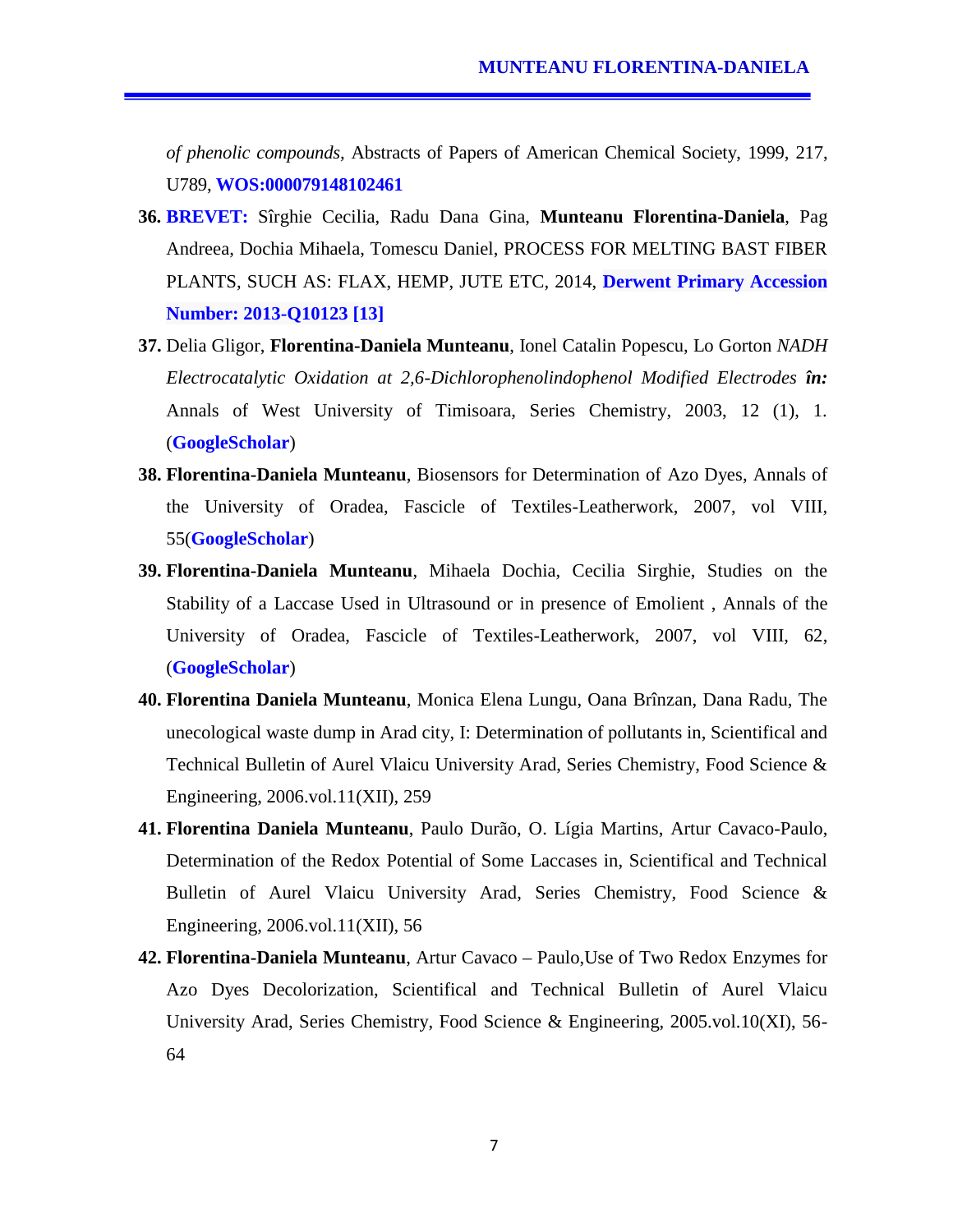*of phenolic compounds*, Abstracts of Papers of American Chemical Society, 1999, 217, U789, **WOS:000079148102461**

36. **BREVET:** Sîrghie Cecilia, Radu Dana Gina, **Munteanu Florentina-Daniela**, Pag Andreea, Dochia Mihaela, Tomescu Daniel, PROCESS FOR MELTING BAST FIBER PLANTS, SUCH AS: FLAX, HEMP, JUTE ETC, 2014, **Derwent Primary Accession Number: 2013-Q10123 [13]**

37. Delia Gligor, **Florentina-Daniela Munteanu**, Ionel Catalin Popescu, Lo Gorton *NADH Electrocatalytic Oxidation at 2,6-Dichlorophenolindophenol Modified Electrodes* ***în:*** Annals of West University of Timisoara, Series Chemistry, 2003, 12 (1), 1. (**GoogleScholar**)

38. **Florentina-Daniela Munteanu**, Biosensors for Determination of Azo Dyes, Annals of the University of Oradea, Fascicle of Textiles-Leatherwork, 2007, vol VIII, 55(**GoogleScholar**)

39. **Florentina-Daniela Munteanu**, Mihaela Dochia, Cecilia Sirghie, Studies on the Stability of a Laccase Used in Ultrasound or in presence of Emolient , Annals of the University of Oradea, Fascicle of Textiles-Leatherwork, 2007, vol VIII, 62, (**GoogleScholar**)

40. **Florentina Daniela Munteanu**, Monica Elena Lungu, Oana Brînzan, Dana Radu, The unecological waste dump in Arad city, I: Determination of pollutants in, Scientifical and Technical Bulletin of Aurel Vlaicu University Arad, Series Chemistry, Food Science & Engineering, 2006.vol.11(XII), 259

41. **Florentina Daniela Munteanu**, Paulo Durão, O. Lígia Martins, Artur Cavaco-Paulo, Determination of the Redox Potential of Some Laccases in, Scientifical and Technical Bulletin of Aurel Vlaicu University Arad, Series Chemistry, Food Science & Engineering, 2006.vol.11(XII), 56

42. **Florentina-Daniela Munteanu**, Artur Cavaco – Paulo,Use of Two Redox Enzymes for Azo Dyes Decolorization, Scientifical and Technical Bulletin of Aurel Vlaicu University Arad, Series Chemistry, Food Science & Engineering, 2005.vol.10(XI), 56-64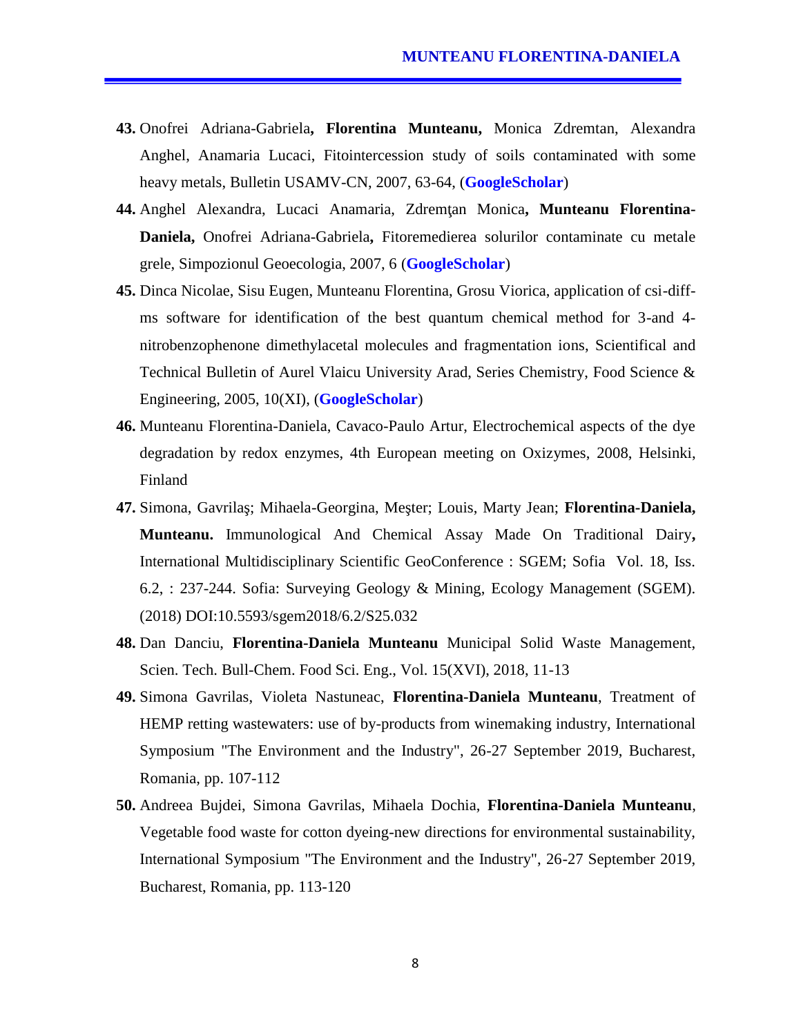43. Onofrei Adriana-Gabriela**, Florentina Munteanu,** Monica Zdremtan, Alexandra Anghel, Anamaria Lucaci, Fitointercession study of soils contaminated with some heavy metals, Bulletin USAMV-CN, 2007, 63-64, (**GoogleScholar**)
44. Anghel Alexandra, Lucaci Anamaria, Zdremţan Monica**, Munteanu Florentina-Daniela,** Onofrei Adriana-Gabriela**,** Fitoremedierea solurilor contaminate cu metale grele, Simpozionul Geoecologia, 2007, 6 (**GoogleScholar**)
45. Dinca Nicolae, Sisu Eugen, Munteanu Florentina, Grosu Viorica, application of csi-diff-ms software for identification of the best quantum chemical method for 3-and 4-nitrobenzophenone dimethylacetal molecules and fragmentation ions, Scientifical and Technical Bulletin of Aurel Vlaicu University Arad, Series Chemistry, Food Science & Engineering, 2005, 10(XI), (**GoogleScholar**)
46. Munteanu Florentina-Daniela, Cavaco-Paulo Artur, Electrochemical aspects of the dye degradation by redox enzymes, 4th European meeting on Oxizymes, 2008, Helsinki, Finland
47. Simona, Gavrilaş; Mihaela-Georgina, Meşter; Louis, Marty Jean; **Florentina-Daniela, Munteanu.** Immunological And Chemical Assay Made On Traditional Dairy**,** International Multidisciplinary Scientific GeoConference : SGEM; Sofia Vol. 18, Iss. 6.2, : 237-244. Sofia: Surveying Geology & Mining, Ecology Management (SGEM). (2018) DOI:10.5593/sgem2018/6.2/S25.032
48. Dan Danciu, **Florentina-Daniela Munteanu** Municipal Solid Waste Management, Scien. Tech. Bull-Chem. Food Sci. Eng., Vol. 15(XVI), 2018, 11-13
49. Simona Gavrilas, Violeta Nastuneac, **Florentina-Daniela Munteanu**, Treatment of HEMP retting wastewaters: use of by-products from winemaking industry, International Symposium "The Environment and the Industry", 26-27 September 2019, Bucharest, Romania, pp. 107-112
50. Andreea Bujdei, Simona Gavrilas, Mihaela Dochia, **Florentina-Daniela Munteanu**, Vegetable food waste for cotton dyeing-new directions for environmental sustainability, International Symposium "The Environment and the Industry", 26-27 September 2019, Bucharest, Romania, pp. 113-120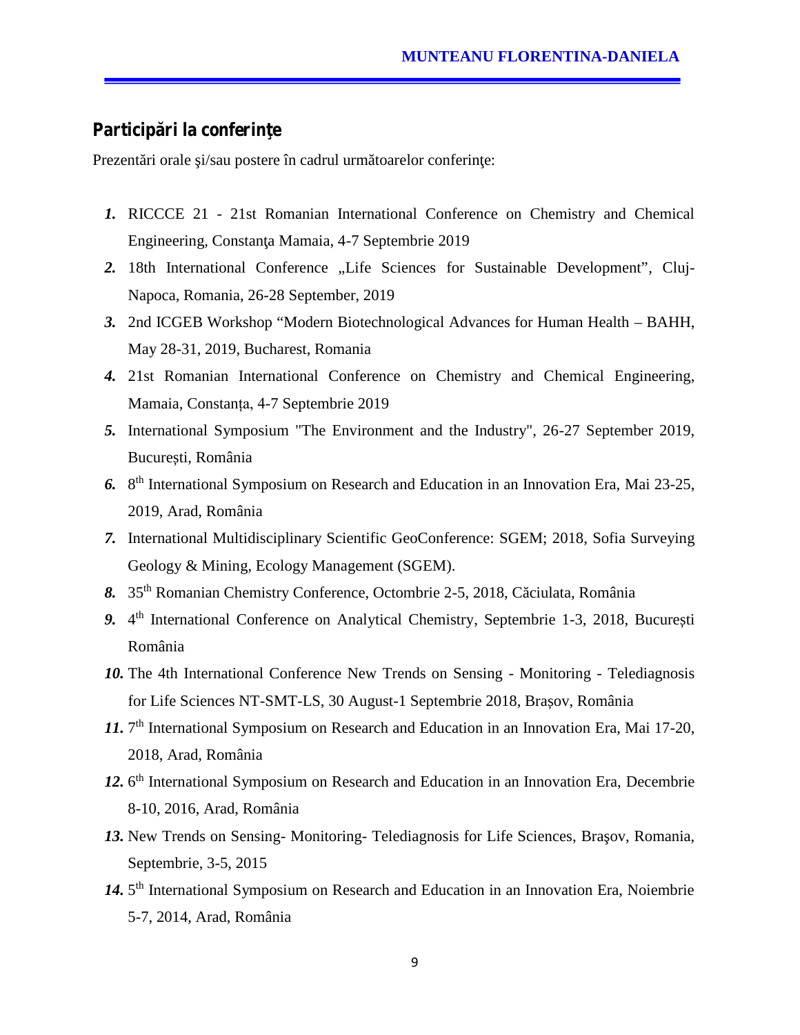## Participări la conferinţe

Prezentări orale şi/sau postere în cadrul următoarelor conferinţe:

1. RICCCE 21 - 21st Romanian International Conference on Chemistry and Chemical Engineering, Constanţa Mamaia, 4-7 Septembrie 2019
2. 18th International Conference „Life Sciences for Sustainable Development”, Cluj-Napoca, Romania, 26-28 September, 2019
3. 2nd ICGEB Workshop “Modern Biotechnological Advances for Human Health – BAHH, May 28-31, 2019, Bucharest, Romania
4. 21st Romanian International Conference on Chemistry and Chemical Engineering, Mamaia, Constanța, 4-7 Septembrie 2019
5. International Symposium "The Environment and the Industry", 26-27 September 2019, București, România
6. 8th International Symposium on Research and Education in an Innovation Era, Mai 23-25, 2019, Arad, România
7. International Multidisciplinary Scientific GeoConference: SGEM; 2018, Sofia Surveying Geology & Mining, Ecology Management (SGEM).
8. 35th Romanian Chemistry Conference, Octombrie 2-5, 2018, Căciulata, România
9. 4th International Conference on Analytical Chemistry, Septembrie 1-3, 2018, București România
10. The 4th International Conference New Trends on Sensing - Monitoring - Telediagnosis for Life Sciences NT-SMT-LS, 30 August-1 Septembrie 2018, Brașov, România
11. 7th International Symposium on Research and Education in an Innovation Era, Mai 17-20, 2018, Arad, România
12. 6th International Symposium on Research and Education in an Innovation Era, Decembrie 8-10, 2016, Arad, România
13. New Trends on Sensing- Monitoring- Telediagnosis for Life Sciences, Braşov, Romania, Septembrie, 3-5, 2015
14. 5th International Symposium on Research and Education in an Innovation Era, Noiembrie 5-7, 2014, Arad, România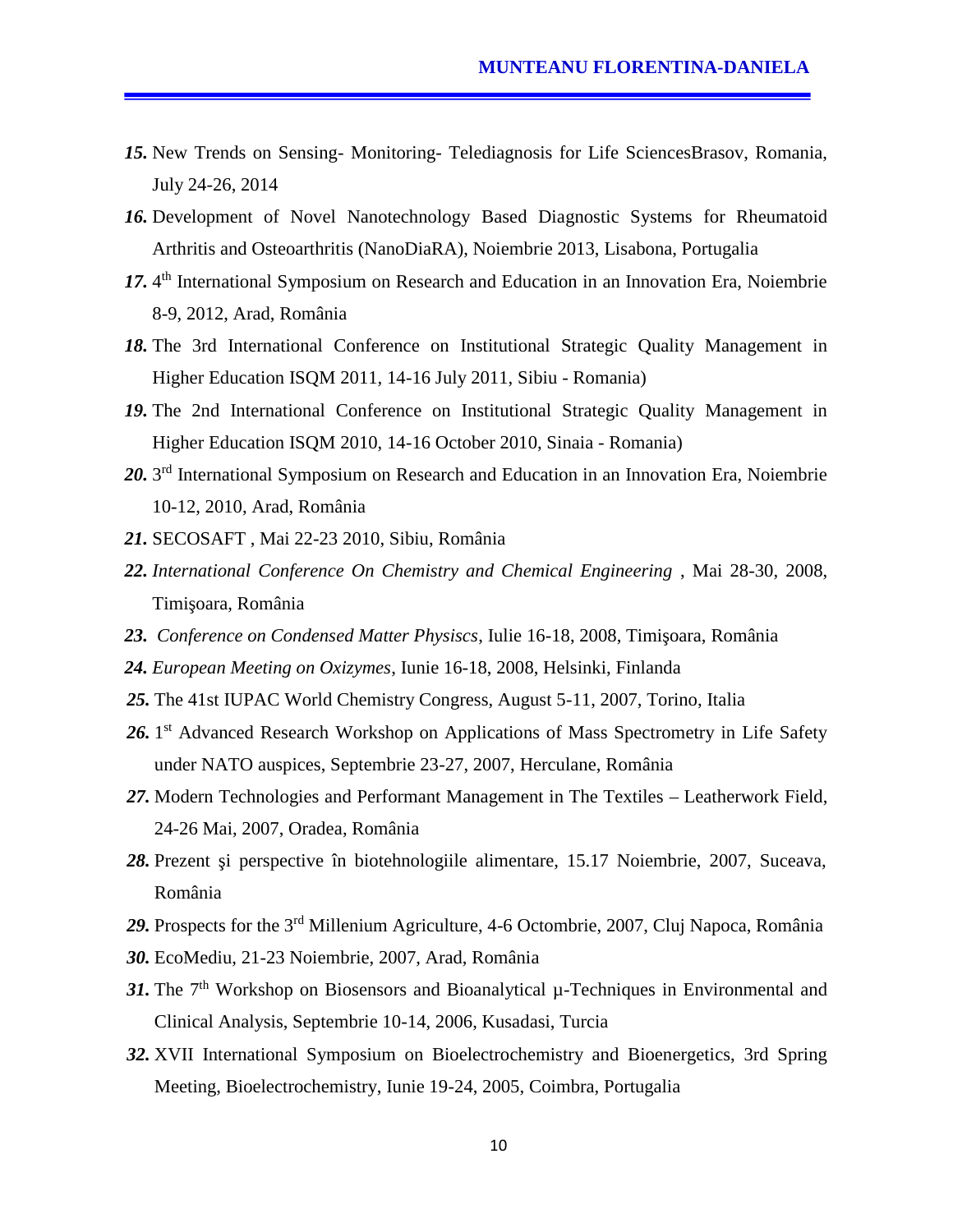***15.*** New Trends on Sensing- Monitoring- Telediagnosis for Life SciencesBrasov, Romania, July 24-26, 2014

***16.*** Development of Novel Nanotechnology Based Diagnostic Systems for Rheumatoid Arthritis and Osteoarthritis (NanoDiaRA), Noiembrie 2013, Lisabona, Portugalia

***17.*** 4th International Symposium on Research and Education in an Innovation Era, Noiembrie 8-9, 2012, Arad, România

***18.*** The 3rd International Conference on Institutional Strategic Quality Management in Higher Education ISQM 2011, 14-16 July 2011, Sibiu - Romania)

***19.*** The 2nd International Conference on Institutional Strategic Quality Management in Higher Education ISQM 2010, 14-16 October 2010, Sinaia - Romania)

***20.*** 3rd International Symposium on Research and Education in an Innovation Era, Noiembrie 10-12, 2010, Arad, România

***21.*** SECOSAFT , Mai 22-23 2010, Sibiu, România

***22.*** *International Conference On Chemistry and Chemical Engineering* , Mai 28-30, 2008, Timişoara, România

***23.*** *Conference on Condensed Matter Physiscs*, Iulie 16-18, 2008, Timişoara, România

***24.*** *European Meeting on Oxizymes*, Iunie 16-18, 2008, Helsinki, Finlanda

***25.*** The 41st IUPAC World Chemistry Congress, August 5-11, 2007, Torino, Italia

***26.*** 1st Advanced Research Workshop on Applications of Mass Spectrometry in Life Safety under NATO auspices, Septembrie 23-27, 2007, Herculane, România

***27.*** Modern Technologies and Performant Management in The Textiles – Leatherwork Field, 24-26 Mai, 2007, Oradea, România

***28.*** Prezent şi perspective în biotehnologiile alimentare, 15.17 Noiembrie, 2007, Suceava, România

***29.*** Prospects for the 3rd Millenium Agriculture, 4-6 Octombrie, 2007, Cluj Napoca, România

***30.*** EcoMediu, 21-23 Noiembrie, 2007, Arad, România

***31.*** The 7th Workshop on Biosensors and Bioanalytical µ-Techniques in Environmental and Clinical Analysis, Septembrie 10-14, 2006, Kusadasi, Turcia

***32.*** XVII International Symposium on Bioelectrochemistry and Bioenergetics, 3rd Spring Meeting, Bioelectrochemistry, Iunie 19-24, 2005, Coimbra, Portugalia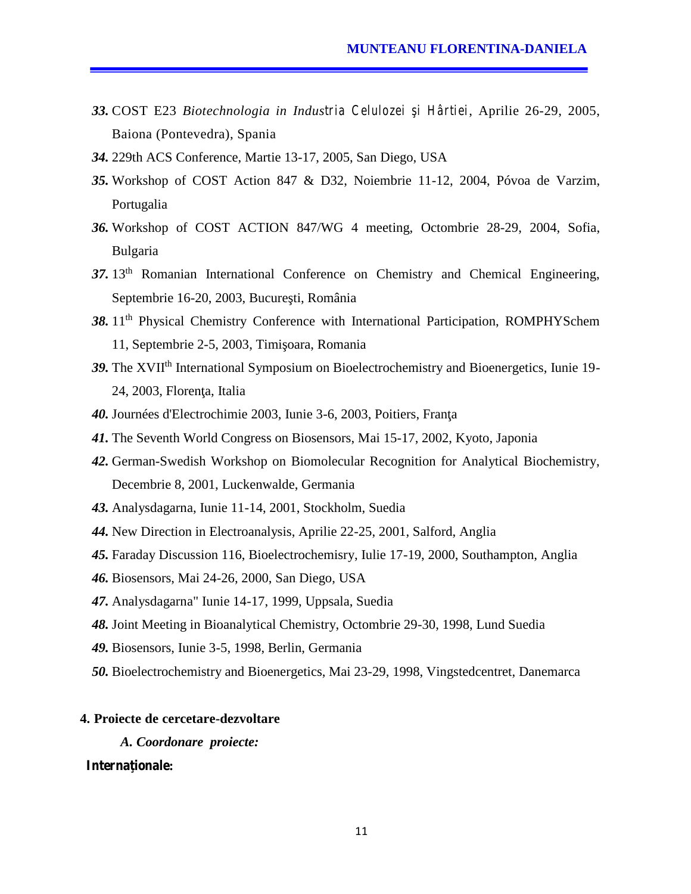***33.*** COST E23 *Biotechnologia in Industria Celulozei şi Hârtiei*, Aprilie 26-29, 2005, Baiona (Pontevedra), Spania

***34.*** 229th ACS Conference, Martie 13-17, 2005, San Diego, USA

***35.*** Workshop of COST Action 847 & D32, Noiembrie 11-12, 2004, Póvoa de Varzim, Portugalia

***36.*** Workshop of COST ACTION 847/WG 4 meeting, Octombrie 28-29, 2004, Sofia, Bulgaria

***37.*** 13th Romanian International Conference on Chemistry and Chemical Engineering, Septembrie 16-20, 2003, Bucureşti, România

***38.*** 11th Physical Chemistry Conference with International Participation, ROMPHYSchem 11, Septembrie 2-5, 2003, Timişoara, Romania

***39.*** The XVIIth International Symposium on Bioelectrochemistry and Bioenergetics, Iunie 19-24, 2003, Florenţa, Italia

***40.*** Journées d'Electrochimie 2003, Iunie 3-6, 2003, Poitiers, Franţa

***41.*** The Seventh World Congress on Biosensors, Mai 15-17, 2002, Kyoto, Japonia

***42.*** German-Swedish Workshop on Biomolecular Recognition for Analytical Biochemistry, Decembrie 8, 2001, Luckenwalde, Germania

***43.*** Analysdagarna, Iunie 11-14, 2001, Stockholm, Suedia

***44.*** New Direction in Electroanalysis, Aprilie 22-25, 2001, Salford, Anglia

***45.*** Faraday Discussion 116, Bioelectrochemisry, Iulie 17-19, 2000, Southampton, Anglia

***46.*** Biosensors, Mai 24-26, 2000, San Diego, USA

***47.*** Analysdagarna" Iunie 14-17, 1999, Uppsala, Suedia

***48.*** Joint Meeting in Bioanalytical Chemistry, Octombrie 29-30, 1998, Lund Suedia

***49.*** Biosensors, Iunie 3-5, 1998, Berlin, Germania

***50.*** Bioelectrochemistry and Bioenergetics, Mai 23-29, 1998, Vingstedcentret, Danemarca

## 4. Proiecte de cercetare-dezvoltare

***A. Coordonare proiecte:***

**Internaţionale:**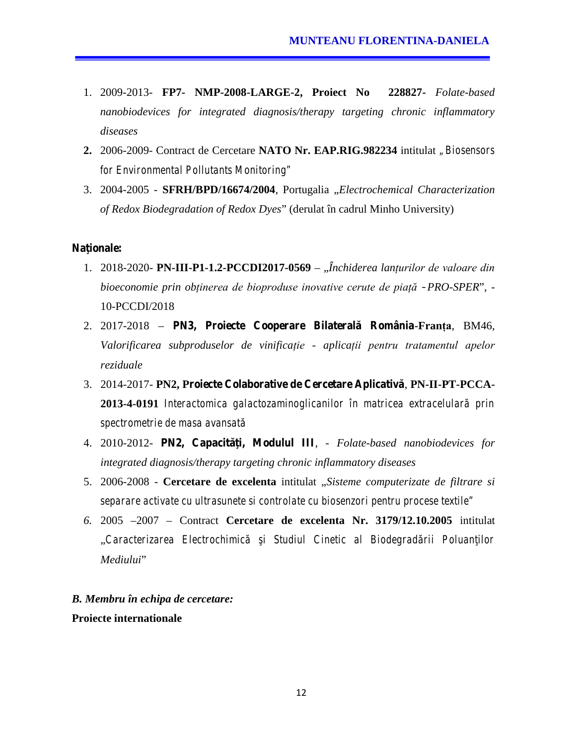1. 2009-2013- **FP7- NMP-2008-LARGE-2, Proiect No 228827-** *Folate-based nanobiodevices for integrated diagnosis/therapy targeting chronic inflammatory diseases*
2. 2006-2009- Contract de Cercetare **NATO Nr. EAP.RIG.982234** intitulat „ *Biosensors for Environmental Pollutants Monitoring*"
3. 2004-2005 - **SFRH/BPD/16674/2004**, Portugalia „*Electrochemical Characterization of Redox Biodegradation of Redox Dyes*" (derulat în cadrul Minho University)

**Naţionale:**

1. 2018-2020- **PN-III-P1-1.2-PCCDI2017-0569** – „*Închiderea lanțurilor de valoare din bioeconomie prin obținerea de bioproduse inovative cerute de piață - PRO-SPER*", - 10-PCCDI/2018
2. 2017-2018 – **PN3, Proiecte Cooperare Bilaterală România-Franța**, BM46, *Valorificarea subproduselor de vinificație - aplicații pentru tratamentul apelor reziduale*
3. 2014-2017- **PN2, Proiecte Colaborative de Cercetare Aplicativă**, **PN-II-PT-PCCA-2013-4-0191** *Interactomica galactozaminoglicanilor în matricea extracelulară prin spectrometrie de masa avansată*
4. 2010-2012- **PN2, Capacităţi, Modulul III**, - *Folate-based nanobiodevices for integrated diagnosis/therapy targeting chronic inflammatory diseases*
5. 2006-2008 - **Cercetare de excelenta** intitulat „*Sisteme computerizate de filtrare si separare activate cu ultrasunete si controlate cu biosenzori pentru procese textile*"
6. 2005 –2007 – Contract **Cercetare de excelenta Nr. 3179/12.10.2005** intitulat „*Caracterizarea Electrochimică şi Studiul Cinetic al Biodegradării Poluanţilor Mediului*"

***B. Membru în echipa de cercetare:***

**Proiecte internationale**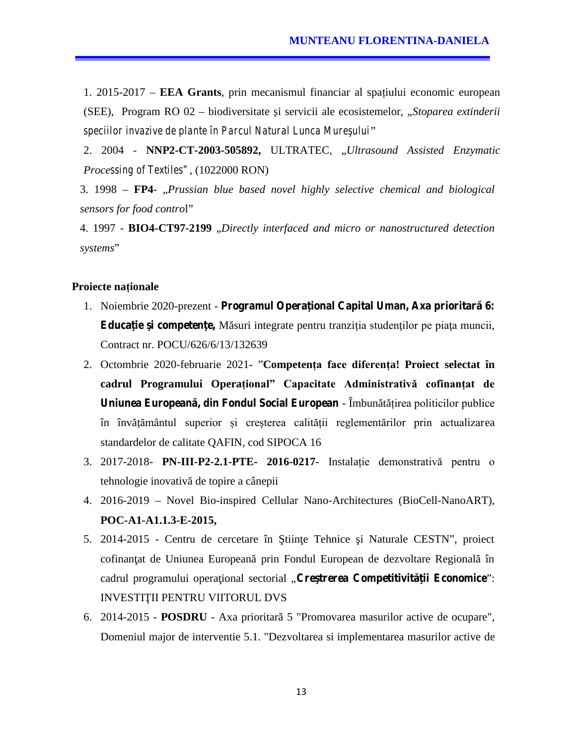1. 2015-2017 – **EEA Grants**, prin mecanismul financiar al spațiului economic european (SEE), Program RO 02 – biodiversitate și servicii ale ecosistemelor, „*Stoparea extinderii speciilor invazive de plante în Parcul Natural Lunca Mureşului*"

2. 2004 - **NNP2-CT-2003-505892,** ULTRATEC, „*Ultrasound Assisted Enzymatic Processing of Textiles*", (1022000 RON)

3. 1998 – **FP4**- „*Prussian blue based novel highly selective chemical and biological sensors for food control*"

4. 1997 - **BIO4-CT97-2199** „*Directly interfaced and micro or nanostructured detection systems*"

**Proiecte naționale**

1. Noiembrie 2020-prezent - **Programul Operaţional Capital Uman, Axa prioritară 6: Educaţie şi competenţe,** Măsuri integrate pentru tranziția studenţilor pe piaţa muncii, Contract nr. POCU/626/6/13/132639
2. Octombrie 2020-februarie 2021- "**Competența face diferența! Proiect selectat în cadrul Programului Operațional" Capacitate Administrativă cofinanțat de Uniunea Europeană, din Fondul Social European** - Îmbunătățirea politicilor publice în învățământul superior și creșterea calității reglementărilor prin actualizarea standardelor de calitate QAFIN, cod SIPOCA 16
3. 2017-2018- **PN-III-P2-2.1-PTE- 2016-0217**- Instalație demonstrativă pentru o tehnologie inovativă de topire a cânepii
4. 2016-2019 – Novel Bio-inspired Cellular Nano-Architectures (BioCell-NanoART), **POC-A1-A1.1.3-E-2015,**
5. 2014-2015 - Centru de cercetare în Ştiinţe Tehnice şi Naturale CESTN", proiect cofinanţat de Uniunea Europeană prin Fondul European de dezvoltare Regională în cadrul programului operaţional sectorial „**Creşterea Competitivităţii Economice**": INVESTIŢII PENTRU VIITORUL DVS
6. 2014-2015 - **POSDRU** - Axa prioritară 5 "Promovarea masurilor active de ocupare", Domeniul major de interventie 5.1. "Dezvoltarea si implementarea masurilor active de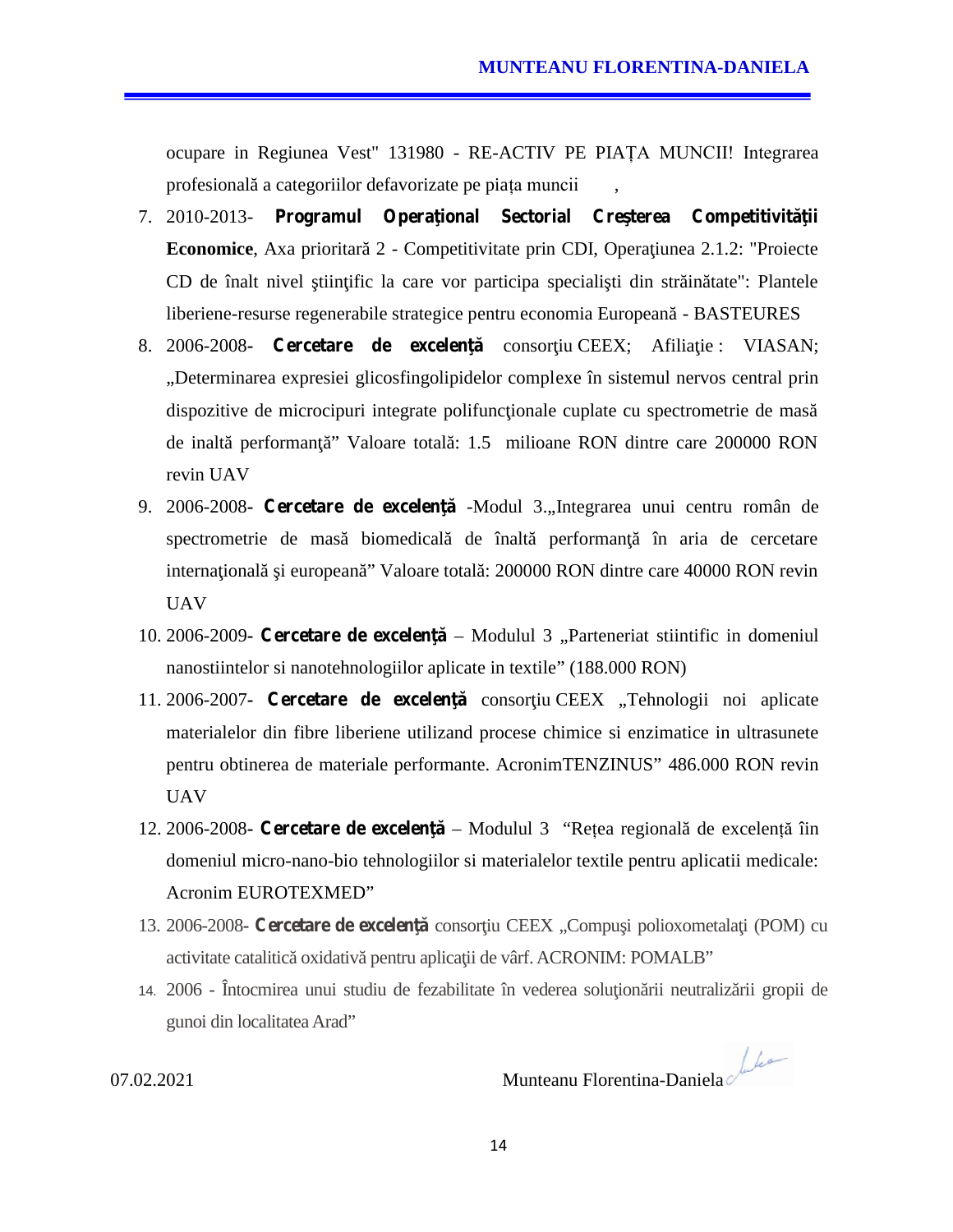ocupare in Regiunea Vest" 131980 - RE-ACTIV PE PIAȚA MUNCII! Integrarea profesională a categoriilor defavorizate pe piața muncii ,

7. 2010-2013- **Programul Operaţional Sectorial Creşterea Competitivităţii Economice**, Axa prioritară 2 - Competitivitate prin CDI, Operaţiunea 2.1.2: "Proiecte CD de înalt nivel ştiinţific la care vor participa specialişti din străinătate": Plantele liberiene-resurse regenerabile strategice pentru economia Europeană - BASTEURES
8. 2006-2008- **Cercetare de excelenţă** consorţiu CEEX; Afiliaţie : VIASAN; „Determinarea expresiei glicosfingolipidelor complexe în sistemul nervos central prin dispozitive de microcipuri integrate polifuncţionale cuplate cu spectrometrie de masă de inaltă performanţă" Valoare totală: 1.5 milioane RON dintre care 200000 RON revin UAV
9. 2006-2008- **Cercetare de excelenţă** -Modul 3.„Integrarea unui centru român de spectrometrie de masă biomedicală de înaltă performanţă în aria de cercetare internaţională şi europeană" Valoare totală: 200000 RON dintre care 40000 RON revin UAV
10. 2006-2009- **Cercetare de excelenţă** – Modulul 3 „Parteneriat stiintific in domeniul nanostiintelor si nanotehnologiilor aplicate in textile" (188.000 RON)
11. 2006-2007- **Cercetare de excelenţă** consorţiu CEEX „Tehnologii noi aplicate materialelor din fibre liberiene utilizand procese chimice si enzimatice in ultrasunete pentru obtinerea de materiale performante. AcronimTENZINUS" 486.000 RON revin UAV
12. 2006-2008- **Cercetare de excelenţă** – Modulul 3 "Rețea regională de excelență în domeniul micro-nano-bio tehnologiilor si materialelor textile pentru aplicatii medicale: Acronim EUROTEXMED"
13. 2006-2008- **Cercetare de excelenţă** consorţiu CEEX „Compuşi polioxometalaţi (POM) cu activitate catalitică oxidativă pentru aplicaţii de vârf. ACRONIM: POMALB"
14. 2006 - Întocmirea unui studiu de fezabilitate în vederea soluţionării neutralizării gropii de gunoi din localitatea Arad"

07.02.2021 Munteanu Florentina-Daniela